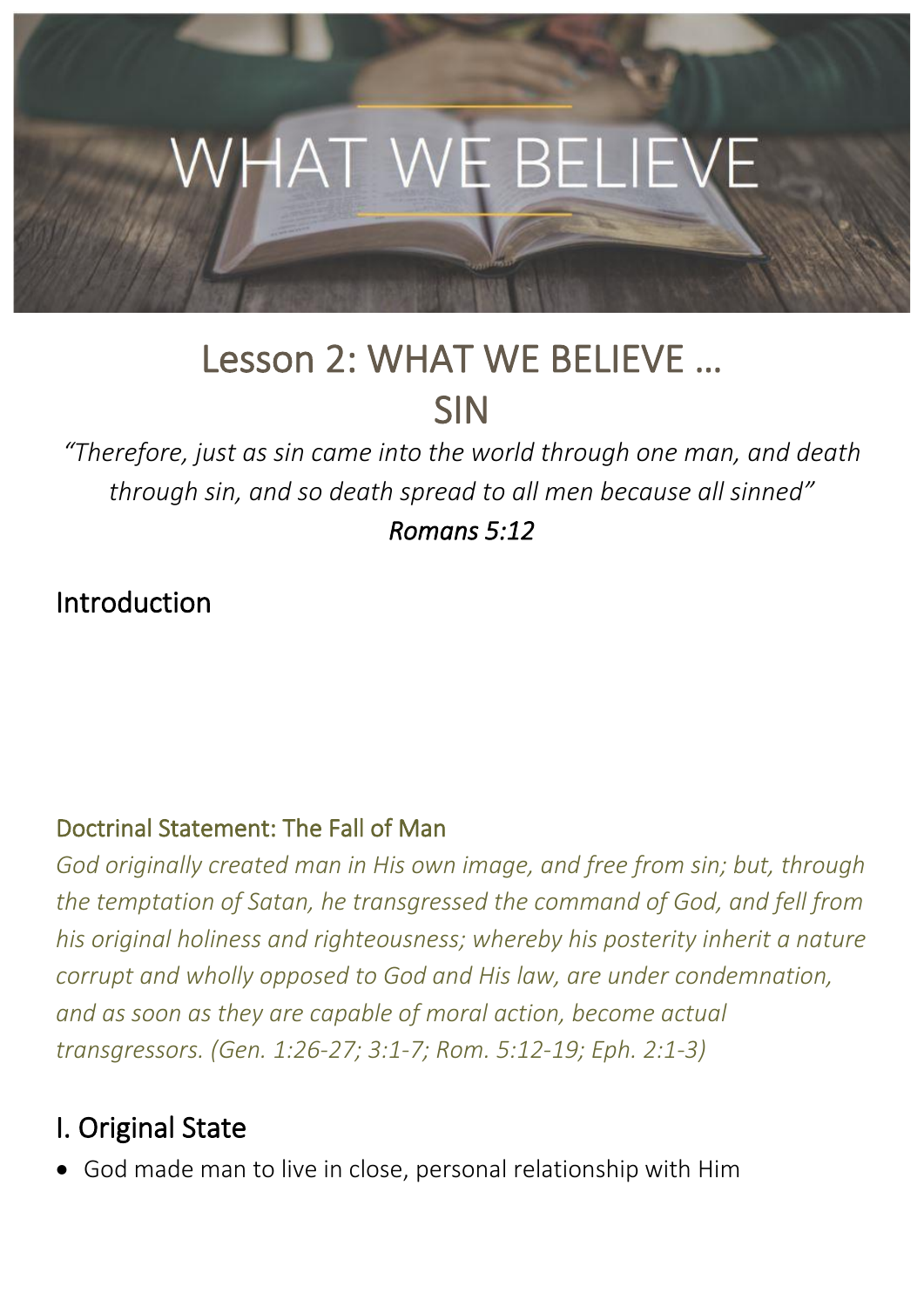WHAT WE BELIEVE

# Lesson 2: WHAT WE BELIEVE … SIN

*"Therefore, just as sin came into the world through one man, and death through sin, and so death spread to all men because all sinned"*
***Romans 5:12***

## Introduction

### Doctrinal Statement: The Fall of Man

*God originally created man in His own image, and free from sin; but, through the temptation of Satan, he transgressed the command of God, and fell from his original holiness and righteousness; whereby his posterity inherit a nature corrupt and wholly opposed to God and His law, are under condemnation, and as soon as they are capable of moral action, become actual transgressors. (Gen. 1:26-27; 3:1-7; Rom. 5:12-19; Eph. 2:1-3)*

## I. Original State

- God made man to live in close, personal relationship with Him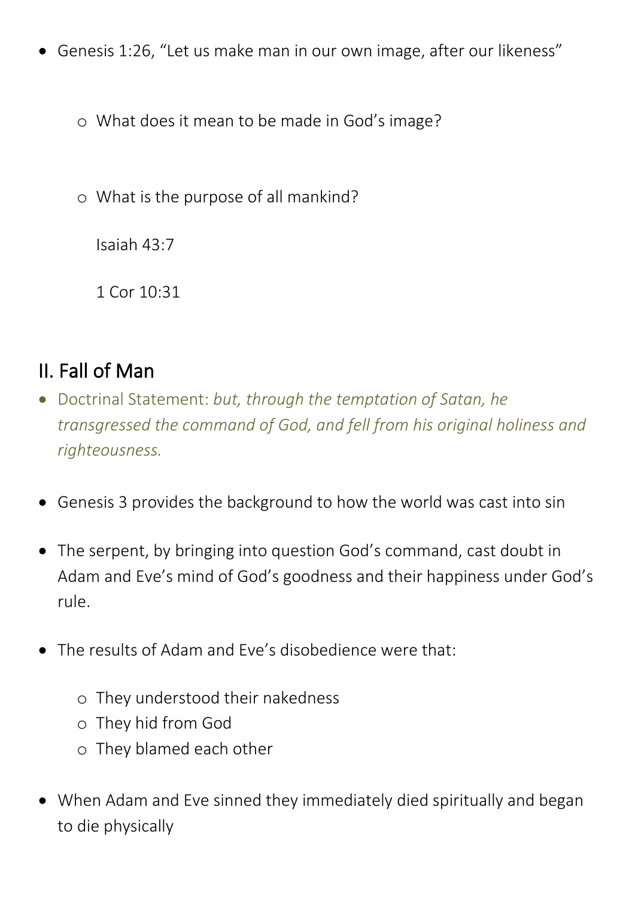- Genesis 1:26, “Let us make man in our own image, after our likeness”
    - What does it mean to be made in God’s image?
    - What is the purpose of all mankind?

      Isaiah 43:7

      1 Cor 10:31

## II. Fall of Man

- Doctrinal Statement: *but, through the temptation of Satan, he transgressed the command of God, and fell from his original holiness and righteousness.*
- Genesis 3 provides the background to how the world was cast into sin
- The serpent, by bringing into question God’s command, cast doubt in Adam and Eve’s mind of God’s goodness and their happiness under God’s rule.
- The results of Adam and Eve’s disobedience were that:
    - They understood their nakedness
    - They hid from God
    - They blamed each other
- When Adam and Eve sinned they immediately died spiritually and began to die physically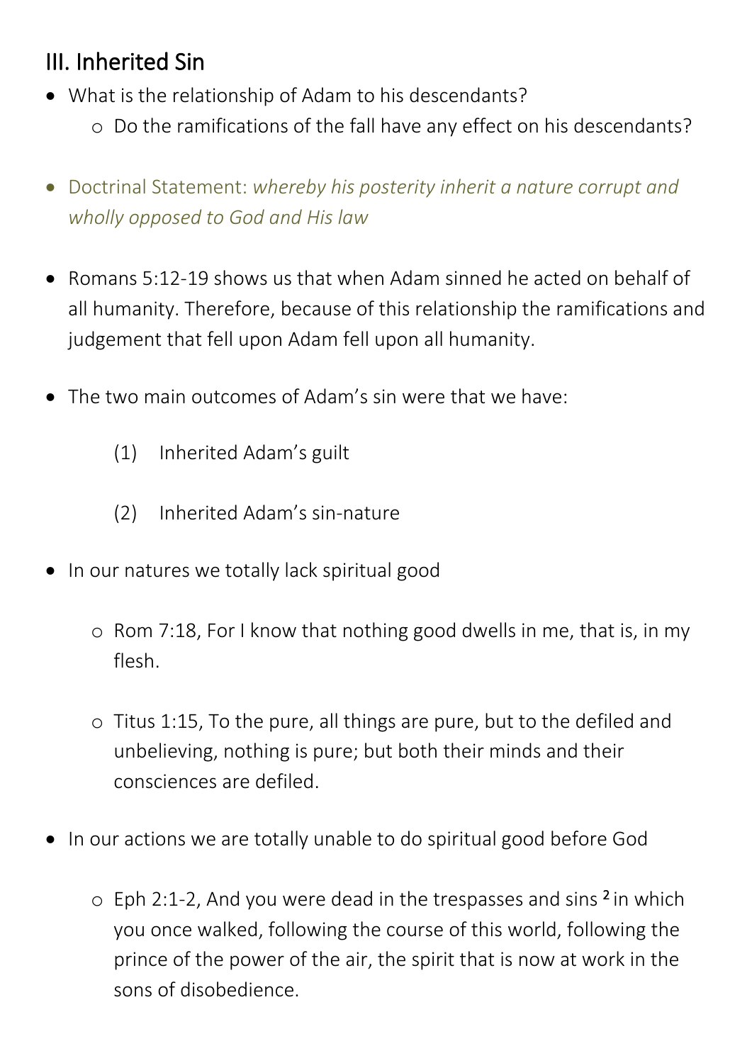## III. Inherited Sin

- What is the relationship of Adam to his descendants?
  - Do the ramifications of the fall have any effect on his descendants?

- Doctrinal Statement: *whereby his posterity inherit a nature corrupt and wholly opposed to God and His law*

- Romans 5:12-19 shows us that when Adam sinned he acted on behalf of all humanity. Therefore, because of this relationship the ramifications and judgement that fell upon Adam fell upon all humanity.

- The two main outcomes of Adam's sin were that we have:

  (1) Inherited Adam's guilt

  (2) Inherited Adam's sin-nature

- In our natures we totally lack spiritual good

  - Rom 7:18, For I know that nothing good dwells in me, that is, in my flesh.

  - Titus 1:15, To the pure, all things are pure, but to the defiled and unbelieving, nothing is pure; but both their minds and their consciences are defiled.

- In our actions we are totally unable to do spiritual good before God

  - Eph 2:1-2, And you were dead in the trespasses and sins [2] in which you once walked, following the course of this world, following the prince of the power of the air, the spirit that is now at work in the sons of disobedience.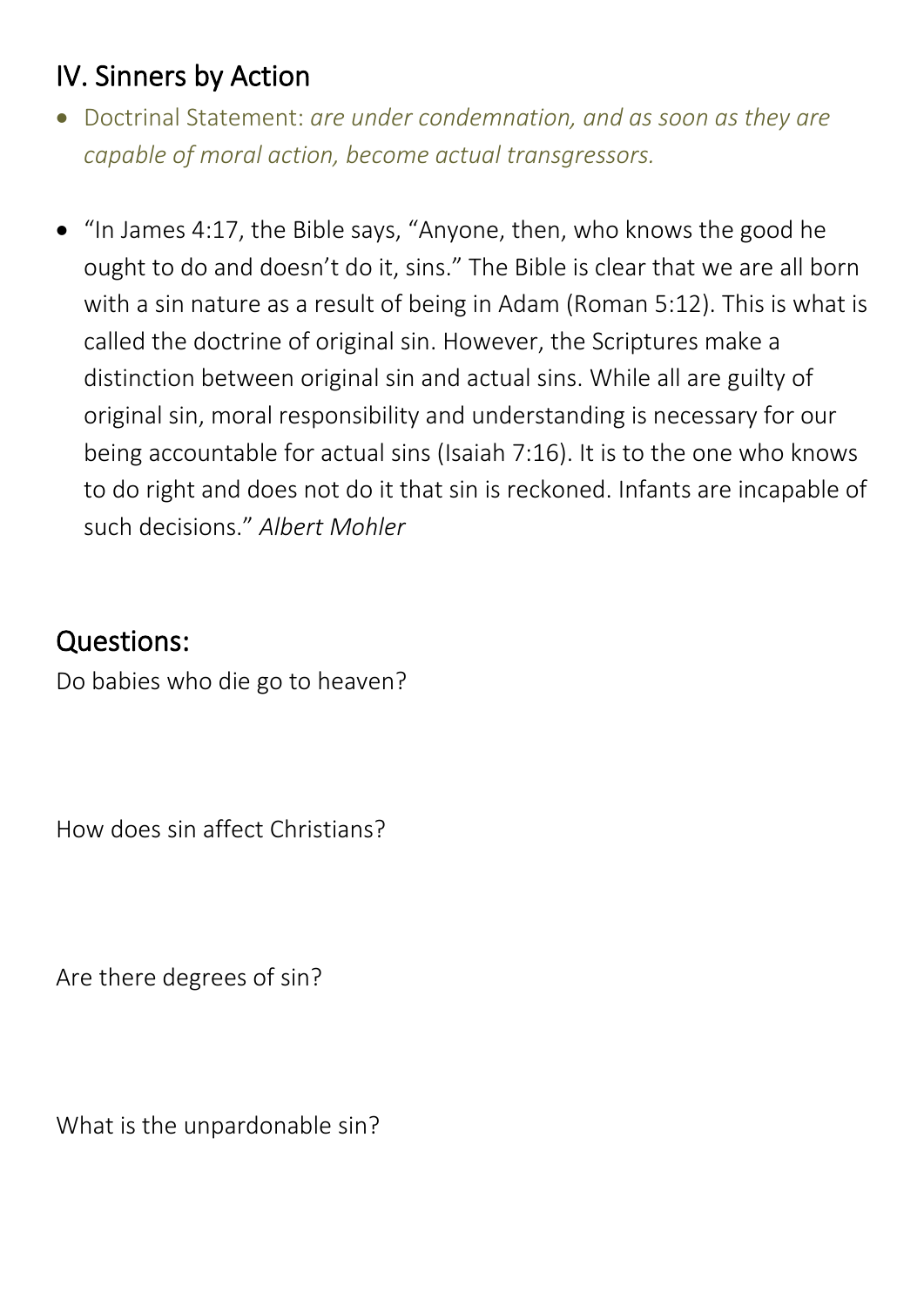## IV. Sinners by Action

- Doctrinal Statement: *are under condemnation, and as soon as they are capable of moral action, become actual transgressors.*

- "In James 4:17, the Bible says, "Anyone, then, who knows the good he ought to do and doesn't do it, sins." The Bible is clear that we are all born with a sin nature as a result of being in Adam (Roman 5:12). This is what is called the doctrine of original sin. However, the Scriptures make a distinction between original sin and actual sins. While all are guilty of original sin, moral responsibility and understanding is necessary for our being accountable for actual sins (Isaiah 7:16). It is to the one who knows to do right and does not do it that sin is reckoned. Infants are incapable of such decisions." *Albert Mohler*

## Questions:

Do babies who die go to heaven?

How does sin affect Christians?

Are there degrees of sin?

What is the unpardonable sin?